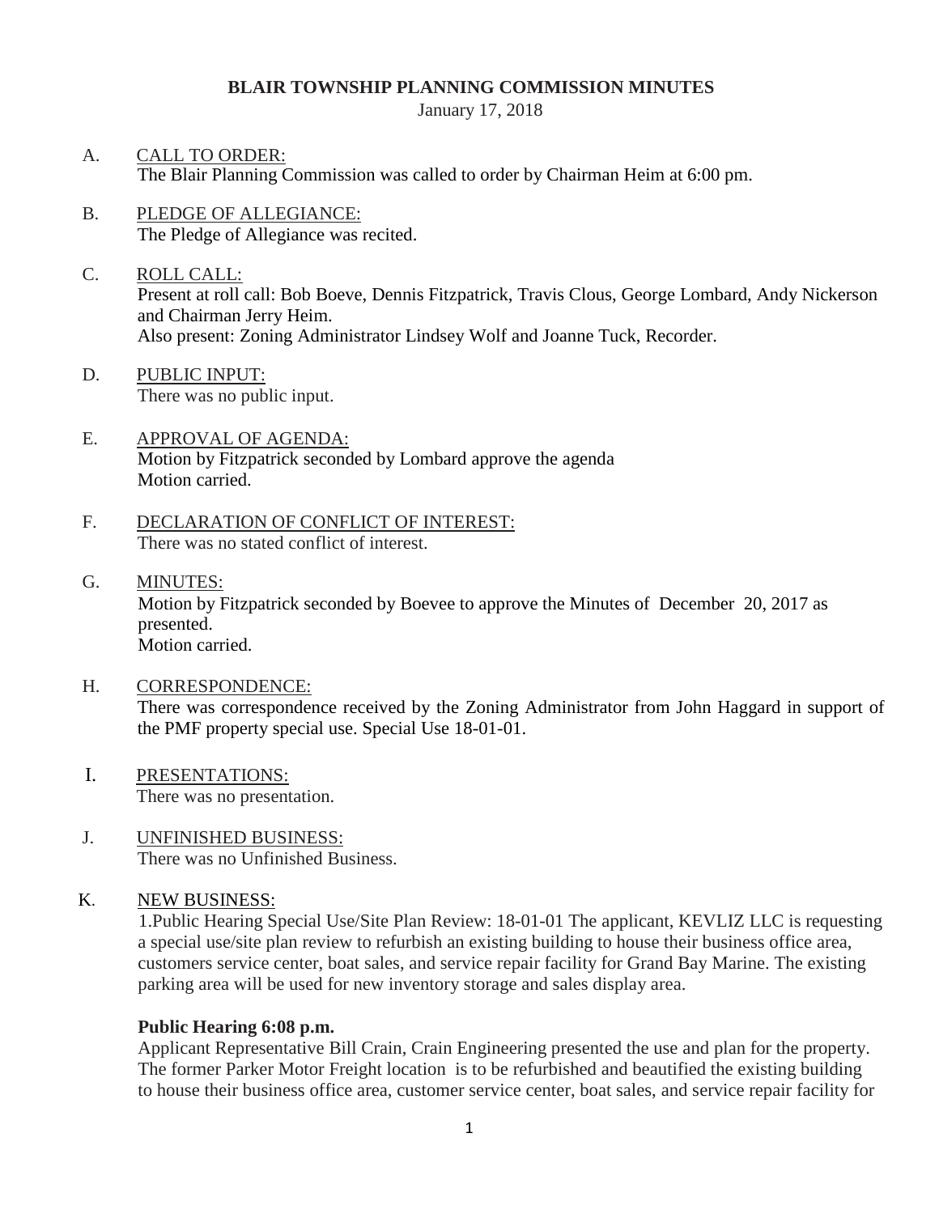# BLAIR TOWNSHIP PLANNING COMMISSION MINUTES

January 17, 2018

A. CALL TO ORDER:
The Blair Planning Commission was called to order by Chairman Heim at 6:00 pm.

B. PLEDGE OF ALLEGIANCE:
The Pledge of Allegiance was recited.

C. ROLL CALL:
Present at roll call: Bob Boeve, Dennis Fitzpatrick, Travis Clous, George Lombard, Andy Nickerson and Chairman Jerry Heim.
Also present: Zoning Administrator Lindsey Wolf and Joanne Tuck, Recorder.

D. PUBLIC INPUT:
There was no public input.

E. APPROVAL OF AGENDA:
Motion by Fitzpatrick seconded by Lombard approve the agenda
Motion carried.

F. DECLARATION OF CONFLICT OF INTEREST:
There was no stated conflict of interest.

G. MINUTES:
Motion by Fitzpatrick seconded by Boevee to approve the Minutes of December 20, 2017 as presented.
Motion carried.

H. CORRESPONDENCE:
There was correspondence received by the Zoning Administrator from John Haggard in support of the PMF property special use. Special Use 18-01-01.

I. PRESENTATIONS:
There was no presentation.

J. UNFINISHED BUSINESS:
There was no Unfinished Business.

K. NEW BUSINESS:
1.Public Hearing Special Use/Site Plan Review: 18-01-01 The applicant, KEVLIZ LLC is requesting a special use/site plan review to refurbish an existing building to house their business office area, customers service center, boat sales, and service repair facility for Grand Bay Marine. The existing parking area will be used for new inventory storage and sales display area.

**Public Hearing 6:08 p.m.**

Applicant Representative Bill Crain, Crain Engineering presented the use and plan for the property. The former Parker Motor Freight location is to be refurbished and beautified the existing building to house their business office area, customer service center, boat sales, and service repair facility for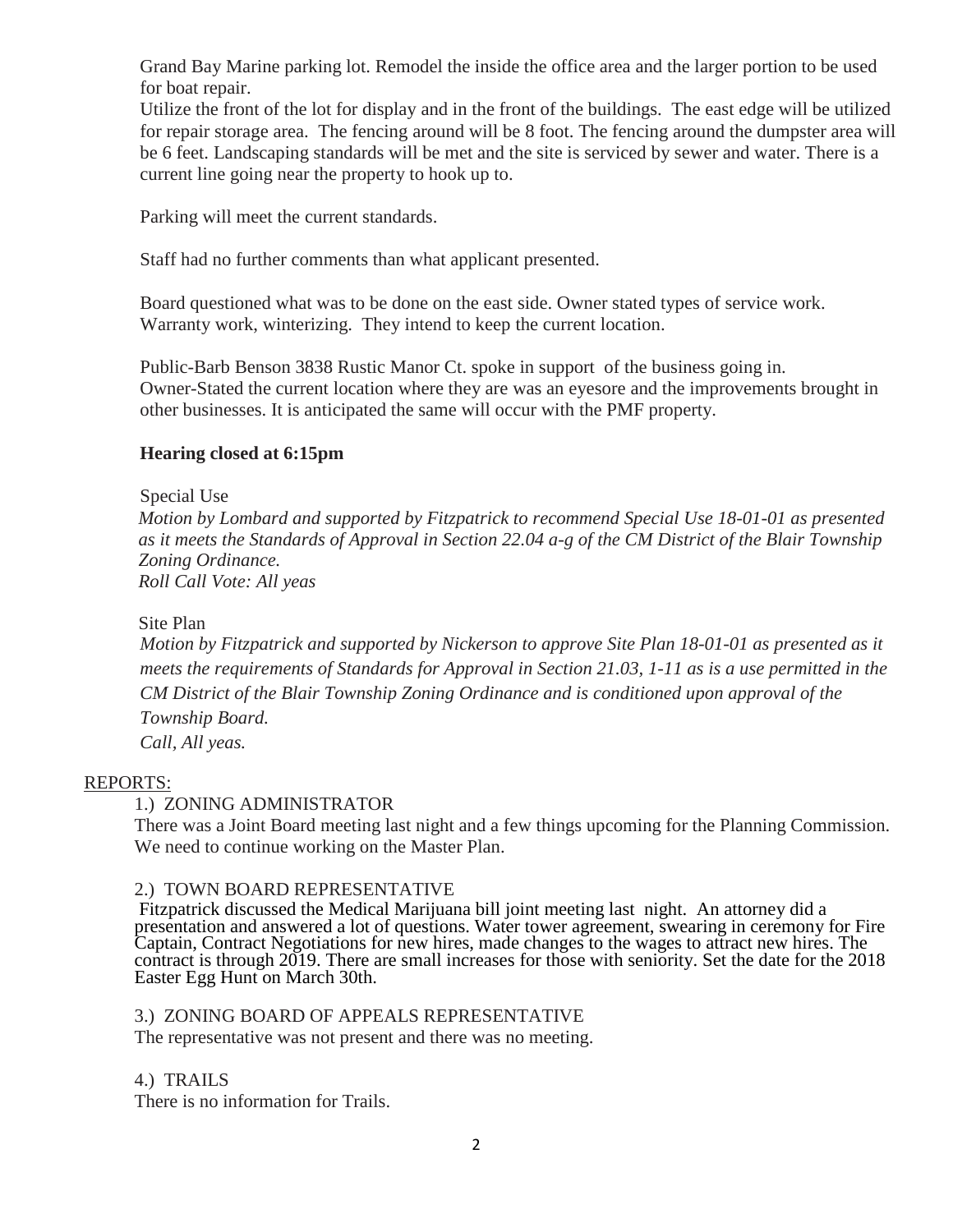Grand Bay Marine parking lot. Remodel the inside the office area and the larger portion to be used for boat repair.

Utilize the front of the lot for display and in the front of the buildings. The east edge will be utilized for repair storage area. The fencing around will be 8 foot. The fencing around the dumpster area will be 6 feet. Landscaping standards will be met and the site is serviced by sewer and water. There is a current line going near the property to hook up to.

Parking will meet the current standards.

Staff had no further comments than what applicant presented.

Board questioned what was to be done on the east side. Owner stated types of service work. Warranty work, winterizing. They intend to keep the current location.

Public-Barb Benson 3838 Rustic Manor Ct. spoke in support of the business going in.
Owner-Stated the current location where they are was an eyesore and the improvements brought in other businesses. It is anticipated the same will occur with the PMF property.

**Hearing closed at 6:15pm**

Special Use

*Motion by Lombard and supported by Fitzpatrick to recommend Special Use 18-01-01 as presented as it meets the Standards of Approval in Section 22.04 a-g of the CM District of the Blair Township Zoning Ordinance.*
*Roll Call Vote: All yeas*

Site Plan

*Motion by Fitzpatrick and supported by Nickerson to approve Site Plan 18-01-01 as presented as it meets the requirements of Standards for Approval in Section 21.03, 1-11 as is a use permitted in the CM District of the Blair Township Zoning Ordinance and is conditioned upon approval of the Township Board.*
*Call, All yeas.*

## REPORTS:

1.) ZONING ADMINISTRATOR

There was a Joint Board meeting last night and a few things upcoming for the Planning Commission. We need to continue working on the Master Plan.

2.) TOWN BOARD REPRESENTATIVE

Fitzpatrick discussed the Medical Marijuana bill joint meeting last night. An attorney did a presentation and answered a lot of questions. Water tower agreement, swearing in ceremony for Fire Captain, Contract Negotiations for new hires, made changes to the wages to attract new hires. The contract is through 2019. There are small increases for those with seniority. Set the date for the 2018 Easter Egg Hunt on March 30th.

3.) ZONING BOARD OF APPEALS REPRESENTATIVE

The representative was not present and there was no meeting.

4.) TRAILS

There is no information for Trails.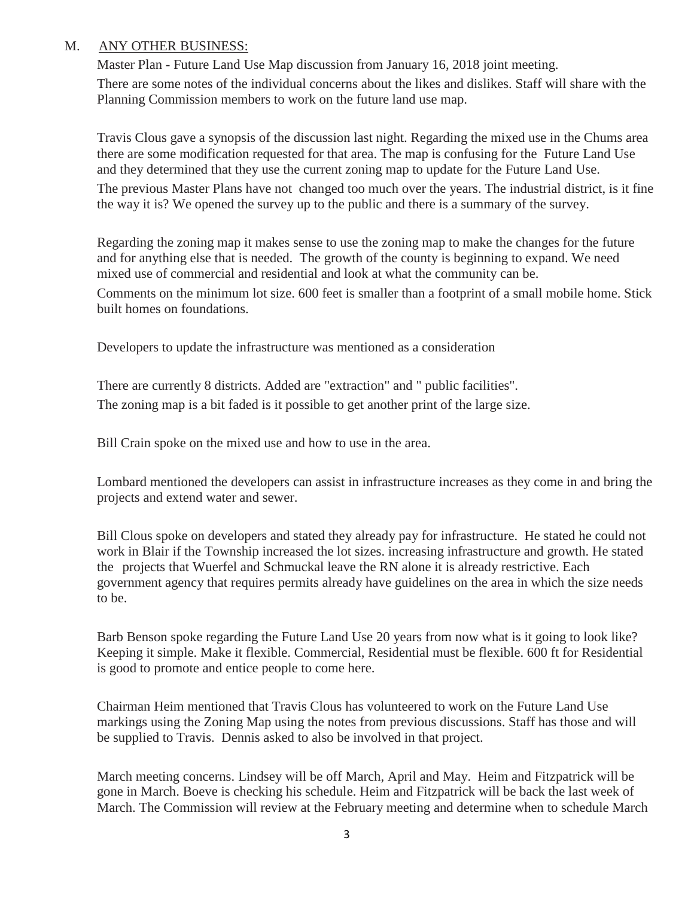M. <u>ANY OTHER BUSINESS:</u>

Master Plan - Future Land Use Map discussion from January 16, 2018 joint meeting.

There are some notes of the individual concerns about the likes and dislikes. Staff will share with the Planning Commission members to work on the future land use map.

Travis Clous gave a synopsis of the discussion last night. Regarding the mixed use in the Chums area there are some modification requested for that area. The map is confusing for the Future Land Use and they determined that they use the current zoning map to update for the Future Land Use.

The previous Master Plans have not changed too much over the years. The industrial district, is it fine the way it is? We opened the survey up to the public and there is a summary of the survey.

Regarding the zoning map it makes sense to use the zoning map to make the changes for the future and for anything else that is needed. The growth of the county is beginning to expand. We need mixed use of commercial and residential and look at what the community can be.

Comments on the minimum lot size. 600 feet is smaller than a footprint of a small mobile home. Stick built homes on foundations.

Developers to update the infrastructure was mentioned as a consideration

There are currently 8 districts. Added are "extraction" and " public facilities".

The zoning map is a bit faded is it possible to get another print of the large size.

Bill Crain spoke on the mixed use and how to use in the area.

Lombard mentioned the developers can assist in infrastructure increases as they come in and bring the projects and extend water and sewer.

Bill Clous spoke on developers and stated they already pay for infrastructure. He stated he could not work in Blair if the Township increased the lot sizes. increasing infrastructure and growth. He stated the projects that Wuerfel and Schmuckal leave the RN alone it is already restrictive. Each government agency that requires permits already have guidelines on the area in which the size needs to be.

Barb Benson spoke regarding the Future Land Use 20 years from now what is it going to look like? Keeping it simple. Make it flexible. Commercial, Residential must be flexible. 600 ft for Residential is good to promote and entice people to come here.

Chairman Heim mentioned that Travis Clous has volunteered to work on the Future Land Use markings using the Zoning Map using the notes from previous discussions. Staff has those and will be supplied to Travis. Dennis asked to also be involved in that project.

March meeting concerns. Lindsey will be off March, April and May. Heim and Fitzpatrick will be gone in March. Boeve is checking his schedule. Heim and Fitzpatrick will be back the last week of March. The Commission will review at the February meeting and determine when to schedule March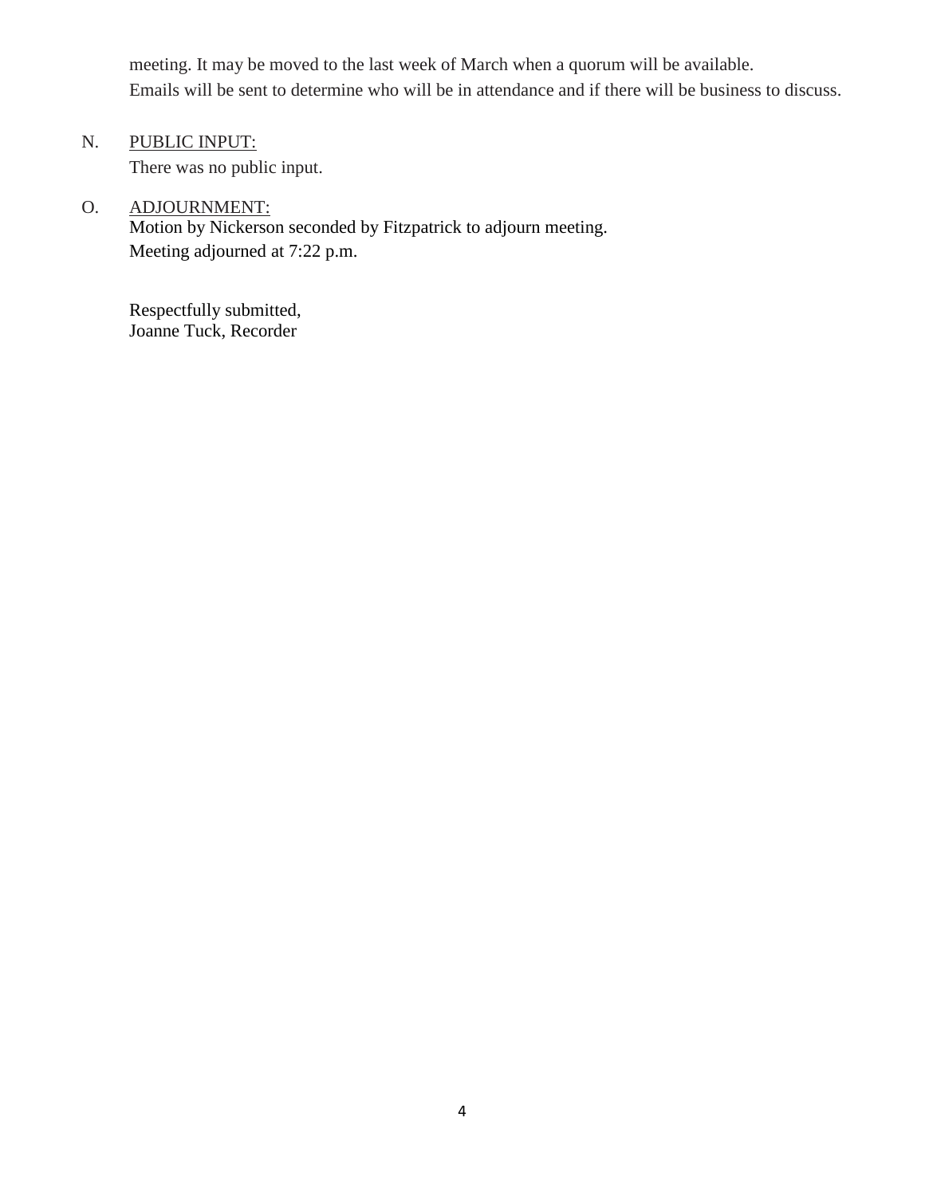meeting. It may be moved to the last week of March when a quorum will be available. Emails will be sent to determine who will be in attendance and if there will be business to discuss.

N. PUBLIC INPUT:

There was no public input.

O. ADJOURNMENT:

Motion by Nickerson seconded by Fitzpatrick to adjourn meeting.
Meeting adjourned at 7:22 p.m.

Respectfully submitted,
Joanne Tuck, Recorder